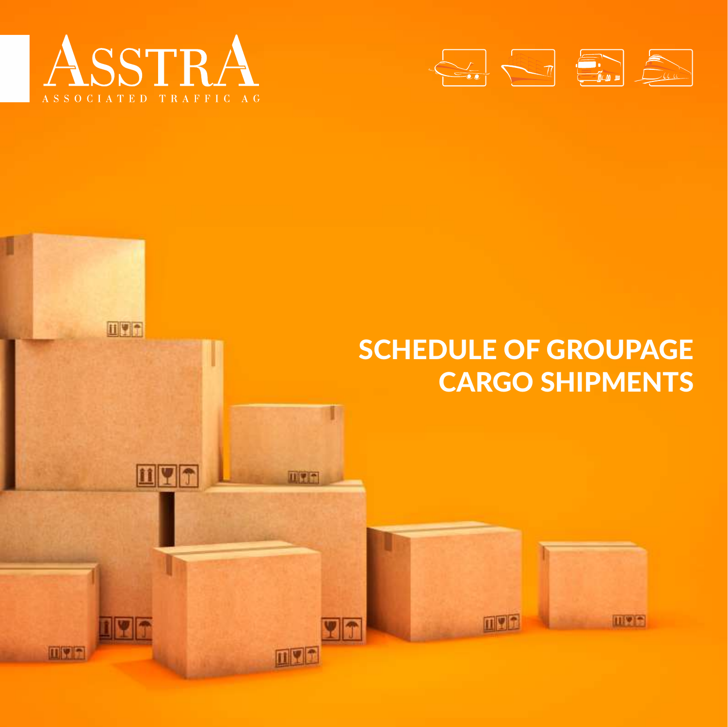ASSTRA

ASSOCIATED TRAFFIC AG

# SCHEDULE OF GROUPAGE CARGO SHIPMENTS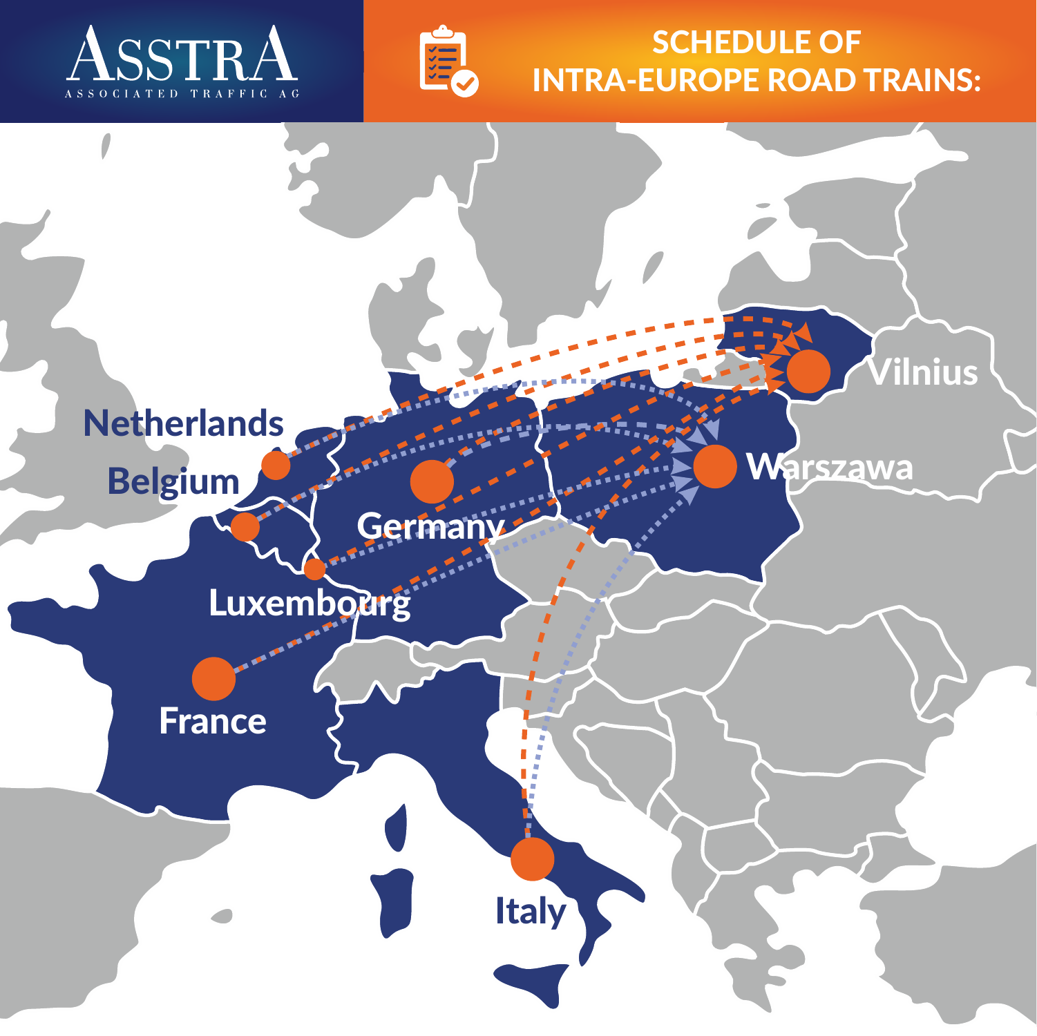ASSTRA
ASSOCIATED TRAFFIC AG

# SCHEDULE OF INTRA-EUROPE ROAD TRAINS:

Netherlands

Belgium

Germany

Luxembourg

France

Italy

Warszawa

Vilnius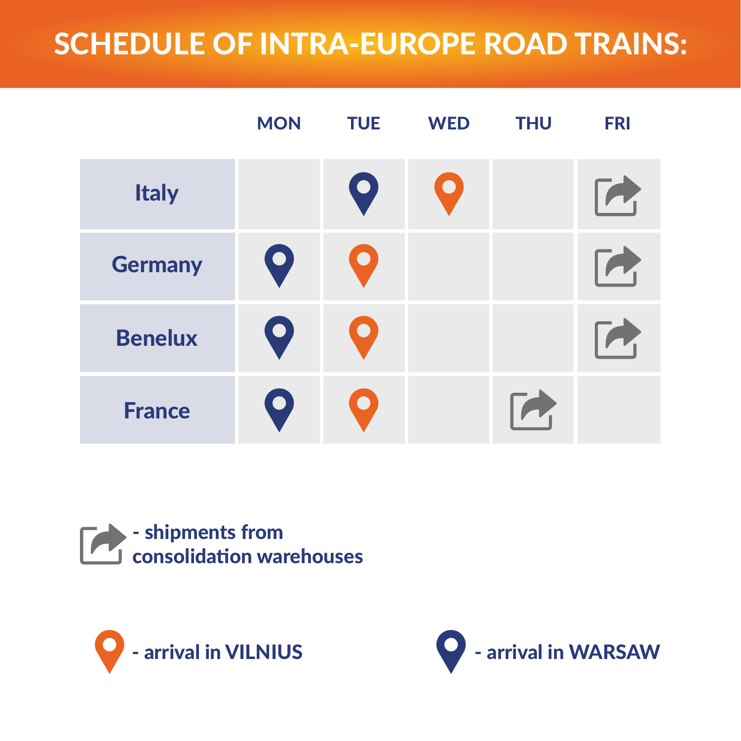# SCHEDULE OF INTRA-EUROPE ROAD TRAINS:

| | MON | TUE | WED | THU | FRI |
|---|---|---|---|---|---|
| Italy | | arrival in WARSAW | arrival in VILNIUS | | shipments from consolidation warehouses |
| Germany | arrival in WARSAW | arrival in VILNIUS | | | shipments from consolidation warehouses |
| Benelux | arrival in WARSAW | arrival in VILNIUS | | | shipments from consolidation warehouses |
| France | arrival in WARSAW | arrival in VILNIUS | | shipments from consolidation warehouses | |

- shipments from consolidation warehouses

- arrival in VILNIUS

- arrival in WARSAW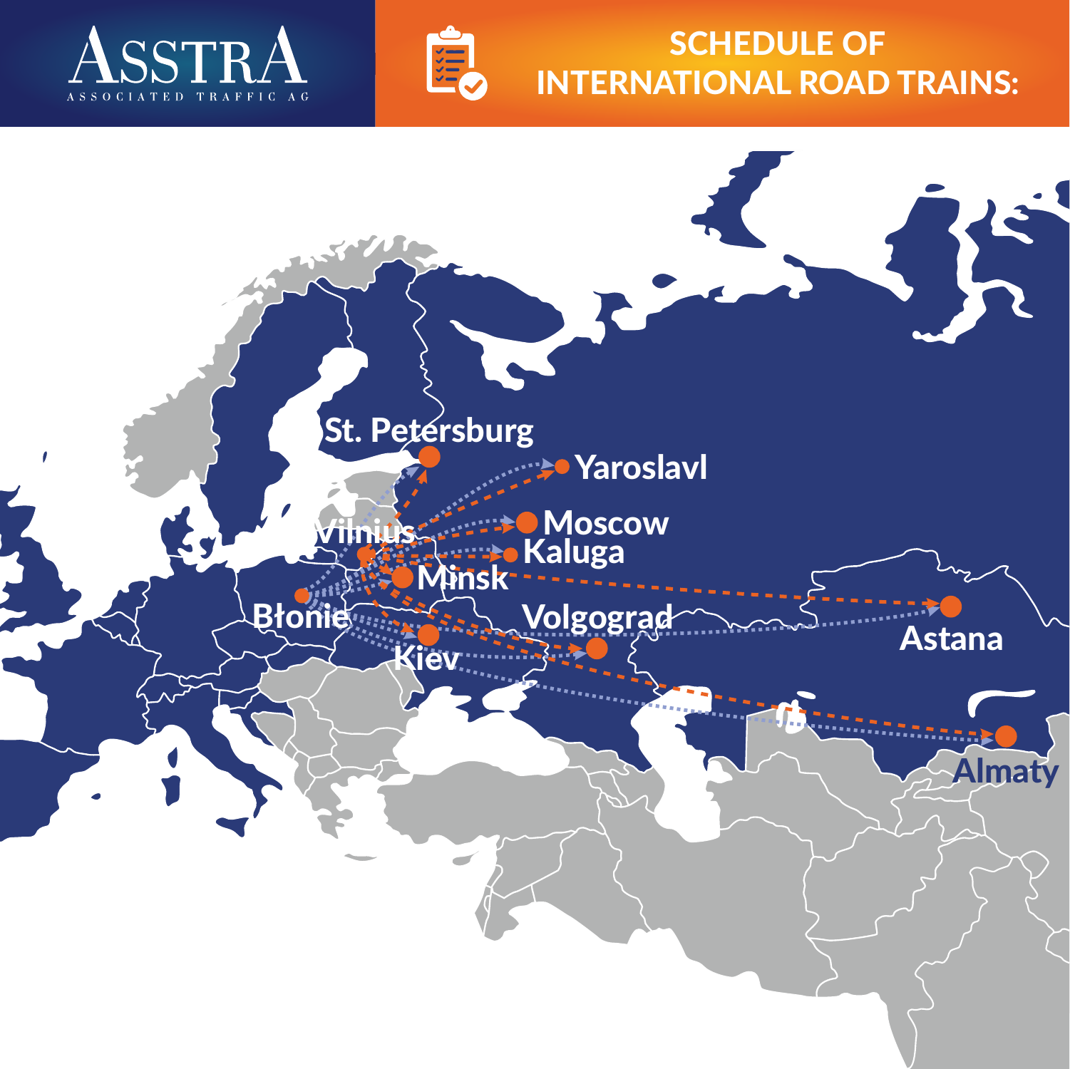ASSTRA

ASSOCIATED TRAFFIC AG

# SCHEDULE OF INTERNATIONAL ROAD TRAINS:

St. Petersburg

Yaroslavl

Vilnius

Moscow

Kaluga

Minsk

Błonie

Volgograd

Astana

Kiev

Almaty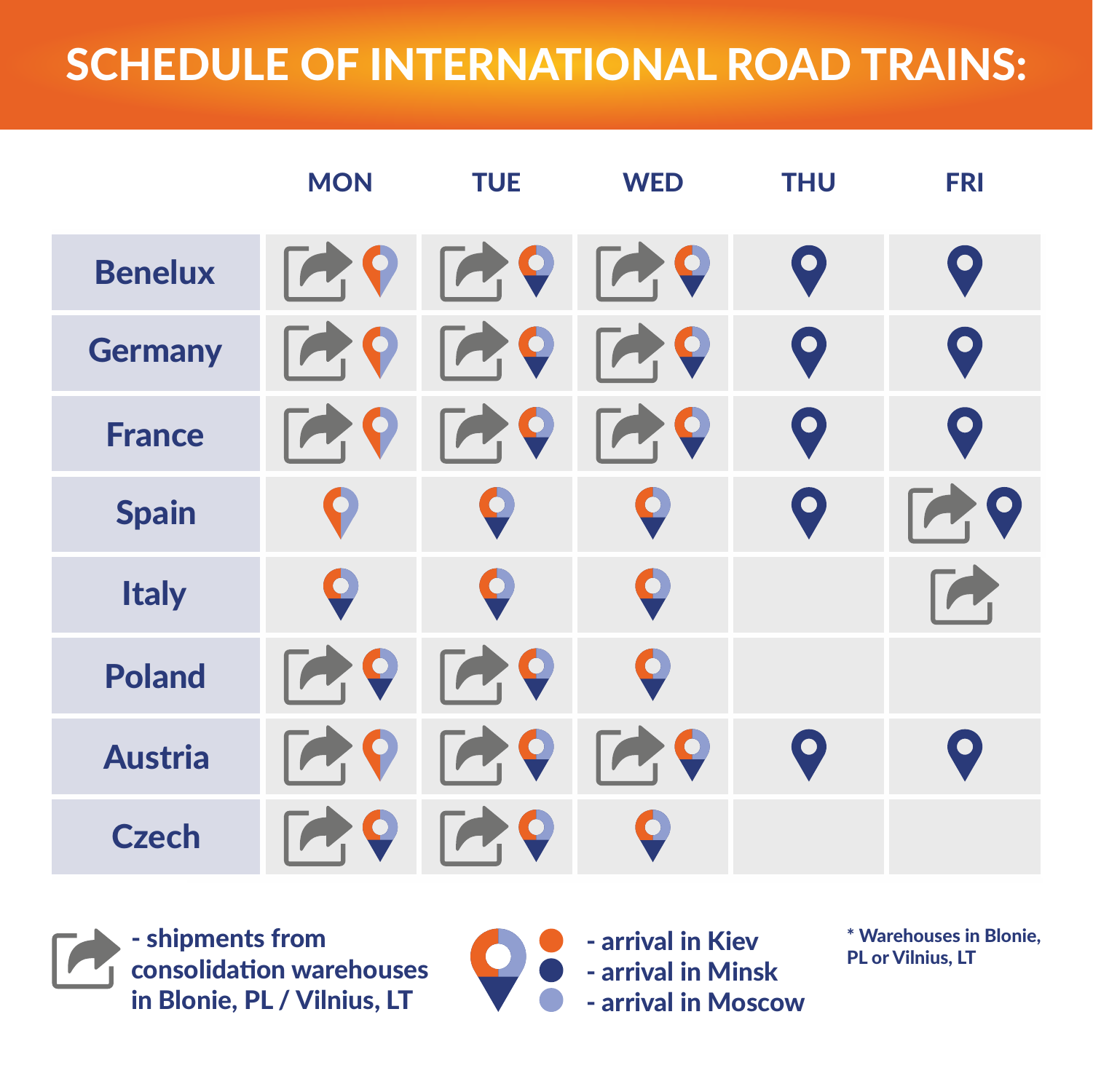# SCHEDULE OF INTERNATIONAL ROAD TRAINS:

| | MON | TUE | WED | THU | FRI |
|---|---|---|---|---|---|
| Benelux | Shipment; Kiev, Moscow | Shipment; Kiev, Minsk, Moscow | Shipment; Kiev, Minsk, Moscow | Minsk | Minsk |
| Germany | Shipment; Kiev, Moscow | Shipment; Kiev, Minsk, Moscow | Shipment; Kiev, Minsk, Moscow | Minsk | Minsk |
| France | Shipment; Kiev, Moscow | Shipment; Kiev, Minsk, Moscow | Shipment; Kiev, Minsk, Moscow | Minsk | Minsk |
| Spain | Kiev, Moscow | Kiev, Minsk, Moscow | Kiev, Minsk, Moscow | Minsk | Shipment; Minsk |
| Italy | Kiev, Minsk, Moscow | Kiev, Minsk, Moscow | Kiev, Minsk, Moscow | | Shipment |
| Poland | Shipment; Kiev, Minsk, Moscow | Shipment; Kiev, Minsk, Moscow | Kiev, Minsk, Moscow | | |
| Austria | Shipment; Kiev, Moscow | Shipment; Kiev, Minsk, Moscow | Shipment; Kiev, Minsk, Moscow | Minsk | Minsk |
| Czech | Shipment; Kiev, Minsk, Moscow | Shipment; Kiev, Minsk, Moscow | Kiev, Minsk, Moscow | | |

- shipments from consolidation warehouses in Blonie, PL / Vilnius, LT

- arrival in Kiev
- arrival in Minsk
- arrival in Moscow

* Warehouses in Blonie, PL or Vilnius, LT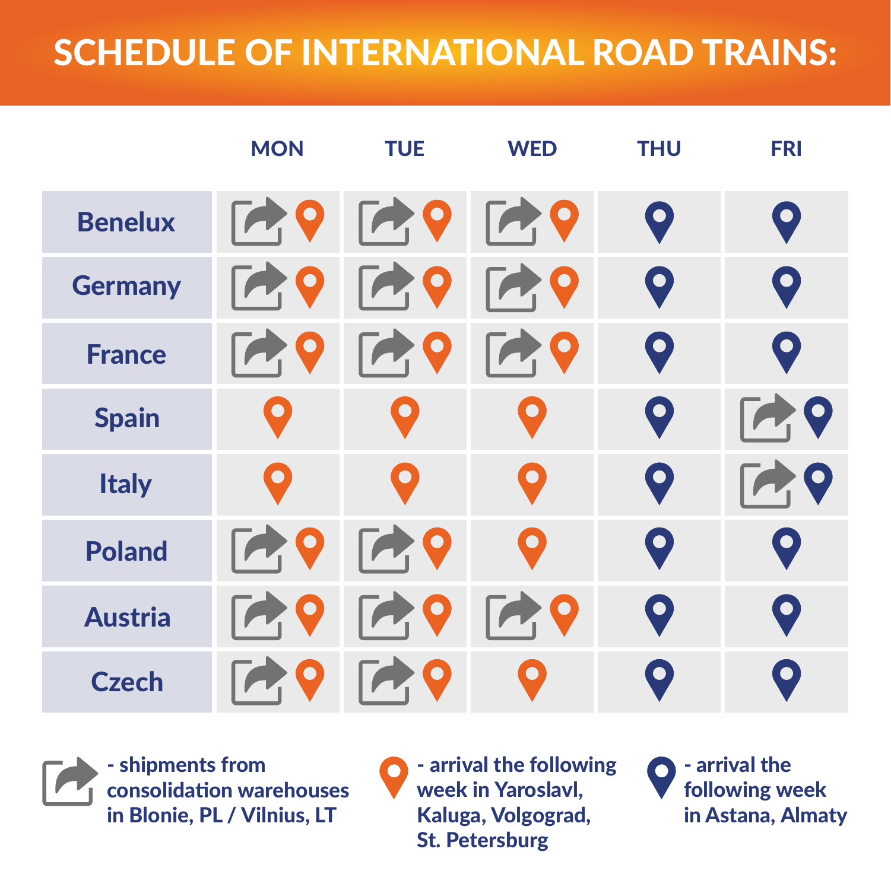# SCHEDULE OF INTERNATIONAL ROAD TRAINS:

| | MON | TUE | WED | THU | FRI |
|---|---|---|---|---|---|
| Benelux | Shipment, Orange | Shipment, Orange | Shipment, Orange | Blue | Blue |
| Germany | Shipment, Orange | Shipment, Orange | Shipment, Orange | Blue | Blue |
| France | Shipment, Orange | Shipment, Orange | Shipment, Orange | Blue | Blue |
| Spain | Orange | Orange | Orange | Blue | Shipment, Blue |
| Italy | Orange | Orange | Orange | Blue | Shipment, Blue |
| Poland | Shipment, Orange | Shipment, Orange | Orange | Blue | Blue |
| Austria | Shipment, Orange | Shipment, Orange | Shipment, Orange | Blue | Blue |
| Czech | Shipment, Orange | Shipment, Orange | Orange | Blue | Blue |

- **Shipment** - shipments from consolidation warehouses in Blonie, PL / Vilnius, LT
- **Orange** - arrival the following week in Yaroslavl, Kaluga, Volgograd, St. Petersburg
- **Blue** - arrival the following week in Astana, Almaty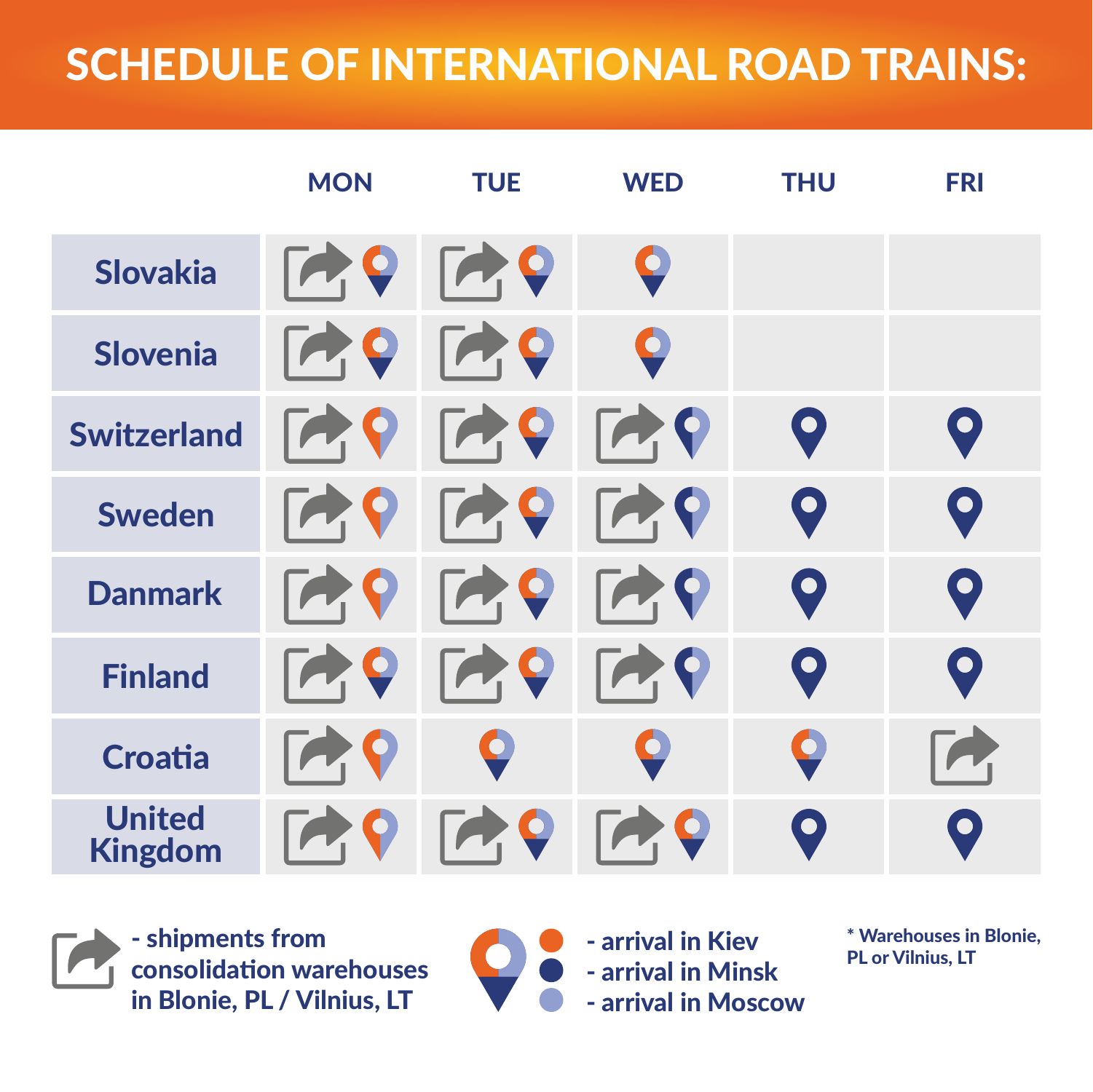# SCHEDULE OF INTERNATIONAL ROAD TRAINS:

| | MON | TUE | WED | THU | FRI |
|---|---|---|---|---|---|
| Slovakia | Shipment; arrival in Kiev / Minsk / Moscow | Shipment; arrival in Kiev / Minsk / Moscow | Arrival in Kiev / Minsk / Moscow | | |
| Slovenia | Shipment; arrival in Kiev / Minsk / Moscow | Shipment; arrival in Kiev / Minsk / Moscow | Arrival in Kiev / Minsk / Moscow | | |
| Switzerland | Shipment; arrival in Kiev / Moscow | Shipment; arrival in Kiev / Minsk / Moscow | Shipment; arrival in Minsk / Moscow | Arrival in Minsk | Arrival in Minsk |
| Sweden | Shipment; arrival in Kiev / Moscow | Shipment; arrival in Kiev / Minsk / Moscow | Shipment; arrival in Minsk / Moscow | Arrival in Minsk | Arrival in Minsk |
| Danmark | Shipment; arrival in Kiev / Moscow | Shipment; arrival in Kiev / Minsk / Moscow | Shipment; arrival in Minsk / Moscow | Arrival in Minsk | Arrival in Minsk |
| Finland | Shipment; arrival in Kiev / Minsk / Moscow | Shipment; arrival in Kiev / Minsk / Moscow | Shipment; arrival in Minsk / Moscow | Arrival in Minsk | Arrival in Minsk |
| Croatia | Shipment; arrival in Kiev / Moscow | Arrival in Kiev / Minsk / Moscow | Arrival in Kiev / Minsk / Moscow | Arrival in Kiev / Minsk / Moscow | Shipment |
| United Kingdom | Shipment; arrival in Kiev / Moscow | Shipment; arrival in Kiev / Minsk / Moscow | Shipment; arrival in Kiev / Minsk / Moscow | Arrival in Minsk | Arrival in Minsk |

Shipment - shipments from consolidation warehouses in Blonie, PL / Vilnius, LT

- arrival in Kiev
- arrival in Minsk
- arrival in Moscow

\* Warehouses in Blonie, PL or Vilnius, LT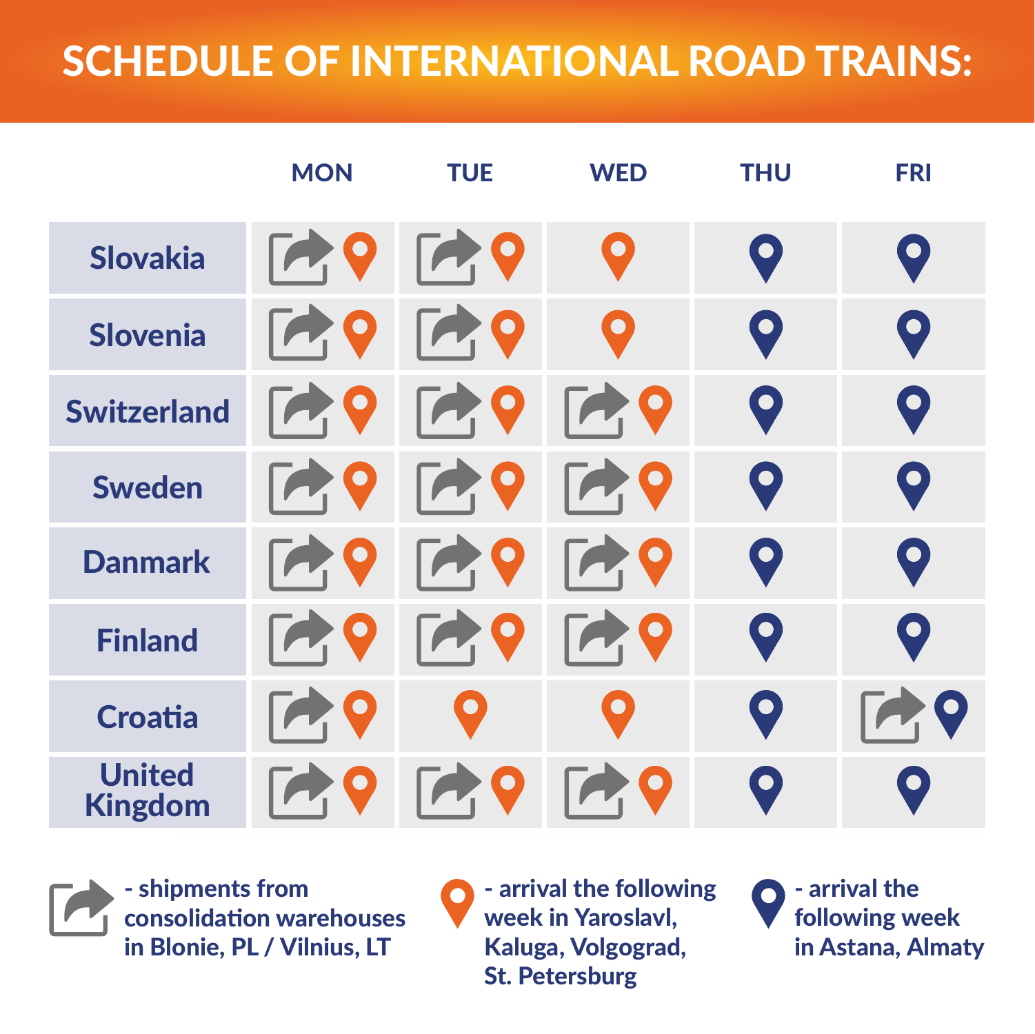# SCHEDULE OF INTERNATIONAL ROAD TRAINS:

| | MON | TUE | WED | THU | FRI |
|---|---|---|---|---|---|
| Slovakia | Shipment, Arrival (Russia) | Shipment, Arrival (Russia) | Arrival (Russia) | Arrival (Kazakhstan) | Arrival (Kazakhstan) |
| Slovenia | Shipment, Arrival (Russia) | Shipment, Arrival (Russia) | Arrival (Russia) | Arrival (Kazakhstan) | Arrival (Kazakhstan) |
| Switzerland | Shipment, Arrival (Russia) | Shipment, Arrival (Russia) | Shipment, Arrival (Russia) | Arrival (Kazakhstan) | Arrival (Kazakhstan) |
| Sweden | Shipment, Arrival (Russia) | Shipment, Arrival (Russia) | Shipment, Arrival (Russia) | Arrival (Kazakhstan) | Arrival (Kazakhstan) |
| Danmark | Shipment, Arrival (Russia) | Shipment, Arrival (Russia) | Shipment, Arrival (Russia) | Arrival (Kazakhstan) | Arrival (Kazakhstan) |
| Finland | Shipment, Arrival (Russia) | Shipment, Arrival (Russia) | Shipment, Arrival (Russia) | Arrival (Kazakhstan) | Arrival (Kazakhstan) |
| Croatia | Shipment, Arrival (Russia) | Arrival (Russia) | Arrival (Russia) | Arrival (Kazakhstan) | Shipment, Arrival (Kazakhstan) |
| United Kingdom | Shipment, Arrival (Russia) | Shipment, Arrival (Russia) | Shipment, Arrival (Russia) | Arrival (Kazakhstan) | Arrival (Kazakhstan) |

- Shipment - shipments from consolidation warehouses in Blonie, PL / Vilnius, LT
- Arrival (Russia) - arrival the following week in Yaroslavl, Kaluga, Volgograd, St. Petersburg
- Arrival (Kazakhstan) - arrival the following week in Astana, Almaty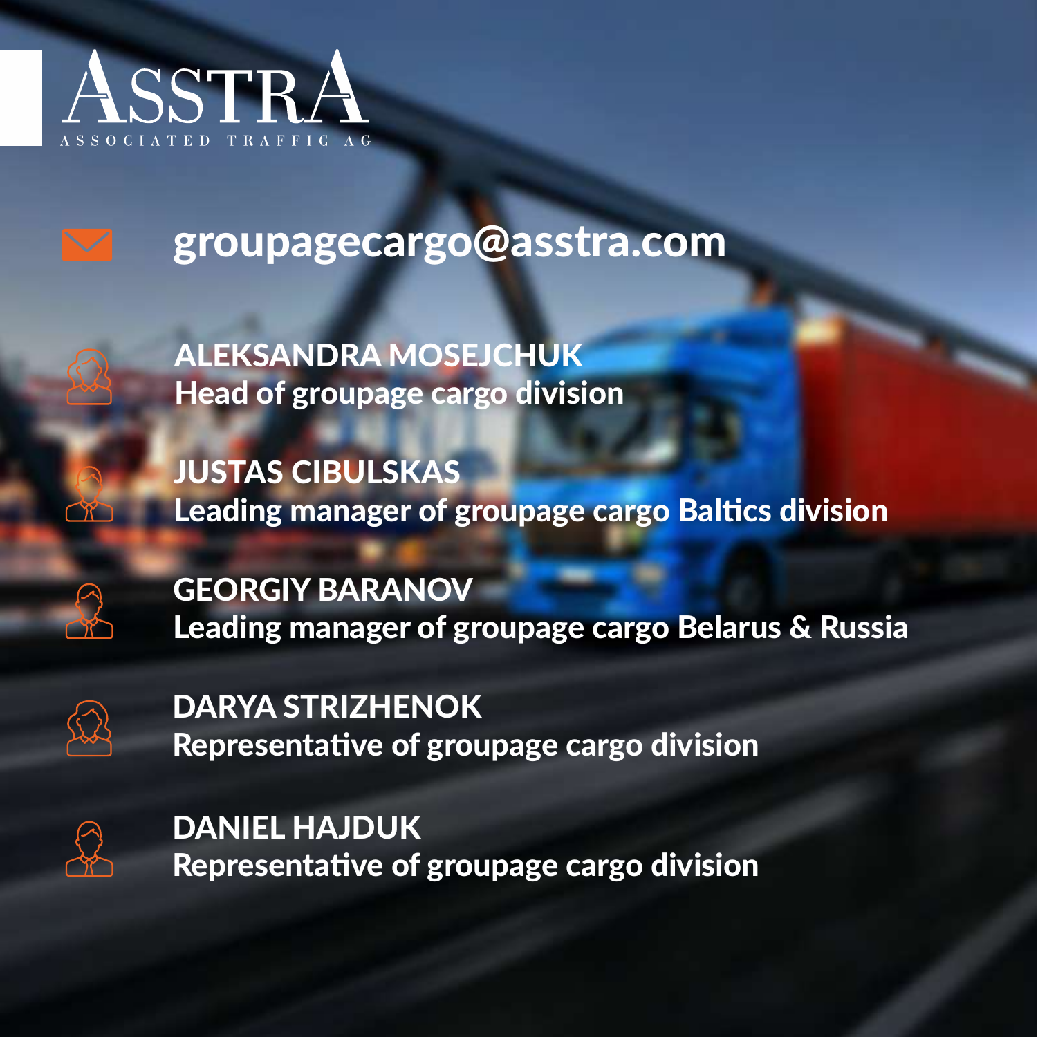# ASSTRA

ASSOCIATED TRAFFIC AG

groupagecargo@asstra.com

**ALEKSANDRA MOSEJCHUK**
Head of groupage cargo division

**JUSTAS CIBULSKAS**
Leading manager of groupage cargo Baltics division

**GEORGIY BARANOV**
Leading manager of groupage cargo Belarus & Russia

**DARYA STRIZHENOK**
Representative of groupage cargo division

**DANIEL HAJDUK**
Representative of groupage cargo division